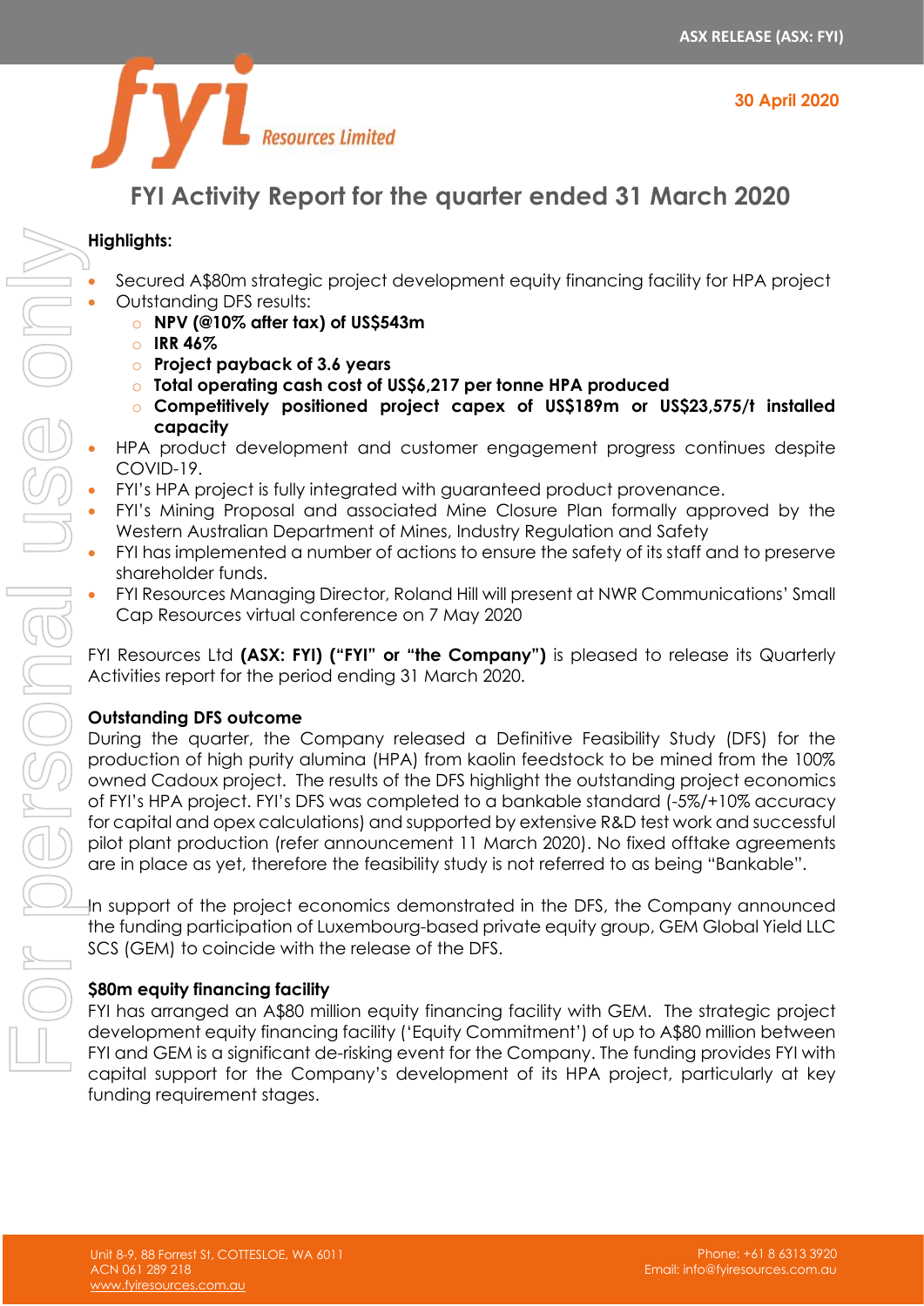ASX RELEASE (ASX: FYI)

30 April 2020

# FYI Activity Report for the quarter ended 31 March 2020

**Highlights:**

- Secured A$80m strategic project development equity financing facility for HPA project
- Outstanding DFS results:
  - **NPV (@10% after tax) of US$543m**
  - **IRR 46%**
  - **Project payback of 3.6 years**
  - **Total operating cash cost of US$6,217 per tonne HPA produced**
  - **Competitively positioned project capex of US$189m or US$23,575/t installed capacity**
- HPA product development and customer engagement progress continues despite COVID-19.
- FYI's HPA project is fully integrated with guaranteed product provenance.
- FYI's Mining Proposal and associated Mine Closure Plan formally approved by the Western Australian Department of Mines, Industry Regulation and Safety
- FYI has implemented a number of actions to ensure the safety of its staff and to preserve shareholder funds.
- FYI Resources Managing Director, Roland Hill will present at NWR Communications' Small Cap Resources virtual conference on 7 May 2020

FYI Resources Ltd **(ASX: FYI) ("FYI" or "the Company")** is pleased to release its Quarterly Activities report for the period ending 31 March 2020.

## Outstanding DFS outcome

During the quarter, the Company released a Definitive Feasibility Study (DFS) for the production of high purity alumina (HPA) from kaolin feedstock to be mined from the 100% owned Cadoux project. The results of the DFS highlight the outstanding project economics of FYI's HPA project. FYI's DFS was completed to a bankable standard (-5%/+10% accuracy for capital and opex calculations) and supported by extensive R&D test work and successful pilot plant production (refer announcement 11 March 2020). No fixed offtake agreements are in place as yet, therefore the feasibility study is not referred to as being "Bankable".

In support of the project economics demonstrated in the DFS, the Company announced the funding participation of Luxembourg-based private equity group, GEM Global Yield LLC SCS (GEM) to coincide with the release of the DFS.

## $80m equity financing facility

FYI has arranged an A$80 million equity financing facility with GEM. The strategic project development equity financing facility ('Equity Commitment') of up to A$80 million between FYI and GEM is a significant de-risking event for the Company. The funding provides FYI with capital support for the Company's development of its HPA project, particularly at key funding requirement stages.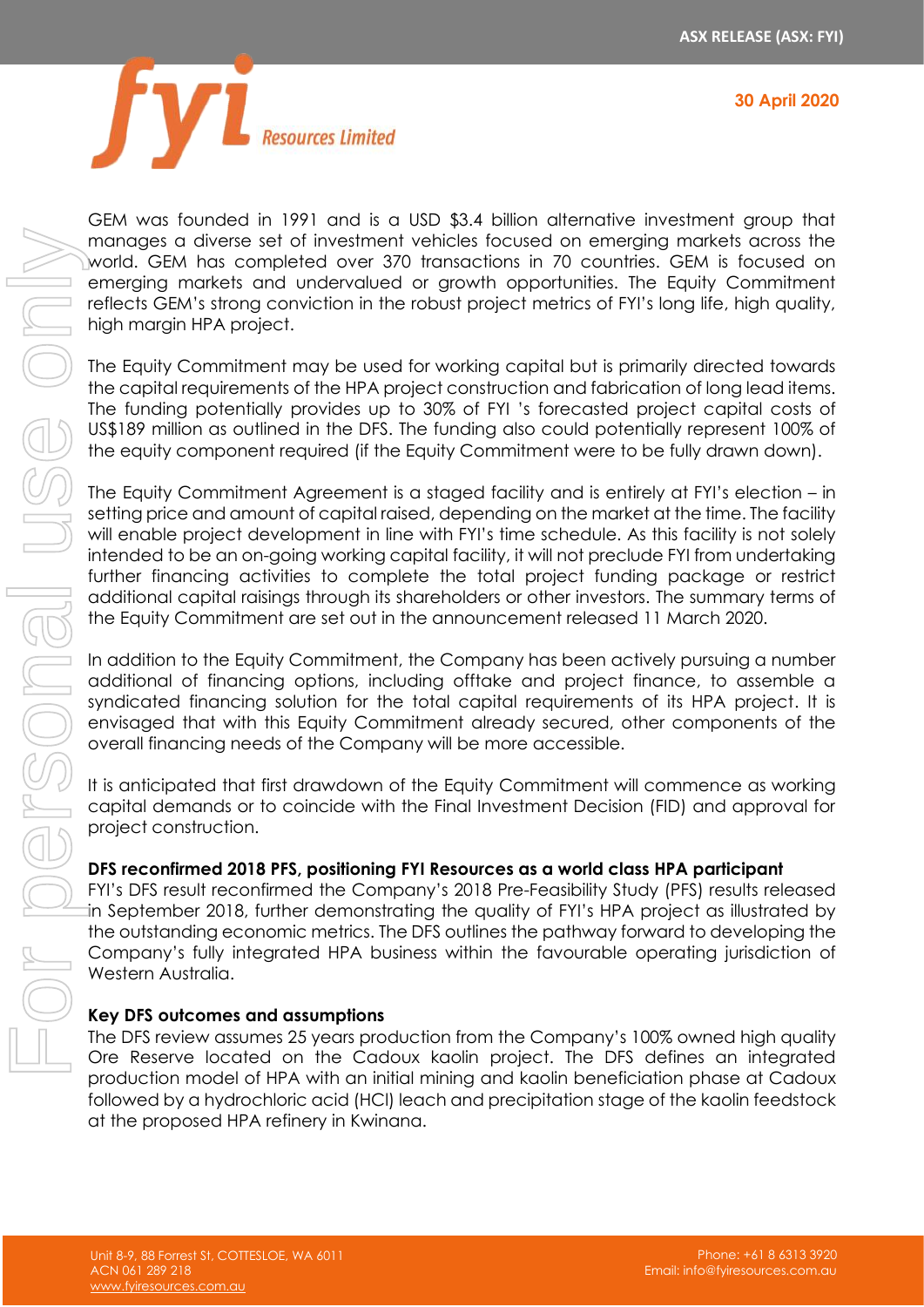GEM was founded in 1991 and is a USD $3.4 billion alternative investment group that manages a diverse set of investment vehicles focused on emerging markets across the world. GEM has completed over 370 transactions in 70 countries. GEM is focused on emerging markets and undervalued or growth opportunities. The Equity Commitment reflects GEM's strong conviction in the robust project metrics of FYI's long life, high quality, high margin HPA project.

The Equity Commitment may be used for working capital but is primarily directed towards the capital requirements of the HPA project construction and fabrication of long lead items. The funding potentially provides up to 30% of FYI 's forecasted project capital costs of US$189 million as outlined in the DFS. The funding also could potentially represent 100% of the equity component required (if the Equity Commitment were to be fully drawn down).

The Equity Commitment Agreement is a staged facility and is entirely at FYI's election – in setting price and amount of capital raised, depending on the market at the time. The facility will enable project development in line with FYI's time schedule. As this facility is not solely intended to be an on-going working capital facility, it will not preclude FYI from undertaking further financing activities to complete the total project funding package or restrict additional capital raisings through its shareholders or other investors. The summary terms of the Equity Commitment are set out in the announcement released 11 March 2020.

In addition to the Equity Commitment, the Company has been actively pursuing a number additional of financing options, including offtake and project finance, to assemble a syndicated financing solution for the total capital requirements of its HPA project. It is envisaged that with this Equity Commitment already secured, other components of the overall financing needs of the Company will be more accessible.

It is anticipated that first drawdown of the Equity Commitment will commence as working capital demands or to coincide with the Final Investment Decision (FID) and approval for project construction.

**DFS reconfirmed 2018 PFS, positioning FYI Resources as a world class HPA participant**

FYI's DFS result reconfirmed the Company's 2018 Pre-Feasibility Study (PFS) results released in September 2018, further demonstrating the quality of FYI's HPA project as illustrated by the outstanding economic metrics. The DFS outlines the pathway forward to developing the Company's fully integrated HPA business within the favourable operating jurisdiction of Western Australia.

**Key DFS outcomes and assumptions**

The DFS review assumes 25 years production from the Company's 100% owned high quality Ore Reserve located on the Cadoux kaolin project. The DFS defines an integrated production model of HPA with an initial mining and kaolin beneficiation phase at Cadoux followed by a hydrochloric acid (HCl) leach and precipitation stage of the kaolin feedstock at the proposed HPA refinery in Kwinana.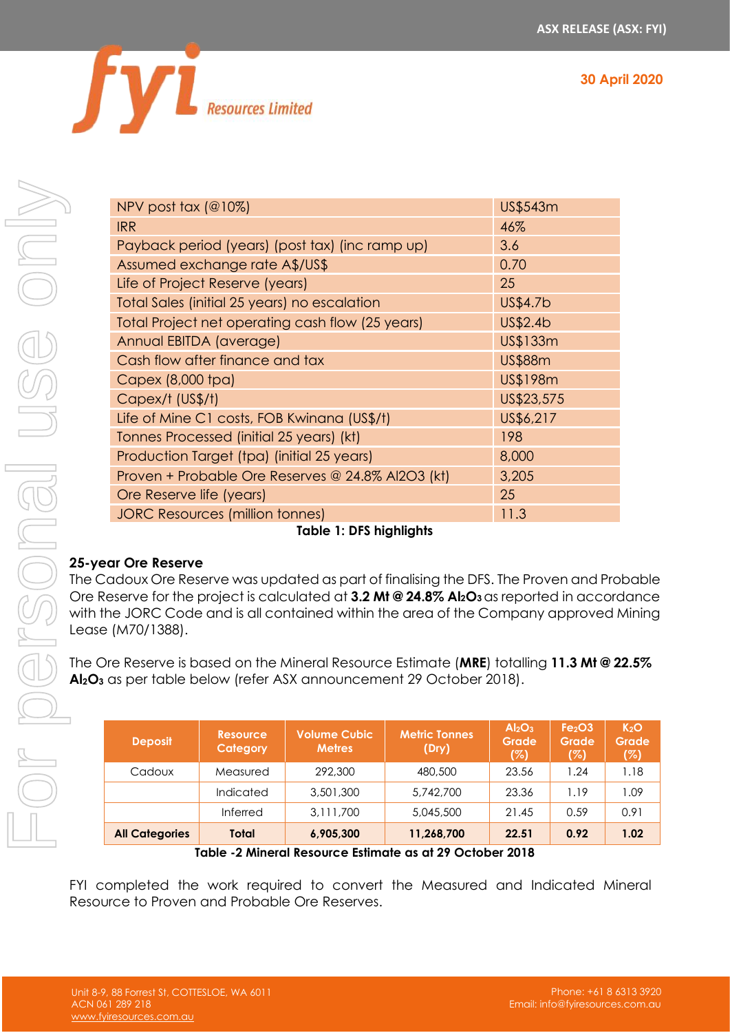| | |
|---|---|
| NPV post tax (@10%) | US$543m |
| IRR | 46% |
| Payback period (years) (post tax) (inc ramp up) | 3.6 |
| Assumed exchange rate A$/US$ | 0.70 |
| Life of Project Reserve (years) | 25 |
| Total Sales (initial 25 years) no escalation | US$4.7b |
| Total Project net operating cash flow (25 years) | US$2.4b |
| Annual EBITDA (average) | US$133m |
| Cash flow after finance and tax | US$88m |
| Capex (8,000 tpa) | US$198m |
| Capex/t (US$/t) | US$23,575 |
| Life of Mine C1 costs, FOB Kwinana (US$/t) | US$6,217 |
| Tonnes Processed (initial 25 years) (kt) | 198 |
| Production Target (tpa) (initial 25 years) | 8,000 |
| Proven + Probable Ore Reserves @ 24.8% $Al_2O_3$ (kt) | 3,205 |
| Ore Reserve life (years) | 25 |
| JORC Resources (million tonnes) | 11.3 |

**Table 1: DFS highlights**

**25-year Ore Reserve**

The Cadoux Ore Reserve was updated as part of finalising the DFS. The Proven and Probable Ore Reserve for the project is calculated at **3.2 Mt @ 24.8% $Al_2O_3$** as reported in accordance with the JORC Code and is all contained within the area of the Company approved Mining Lease (M70/1388).

The Ore Reserve is based on the Mineral Resource Estimate (**MRE**) totalling **11.3 Mt @ 22.5% $Al_2O_3$** as per table below (refer ASX announcement 29 October 2018).

| Deposit | Resource Category | Volume Cubic Metres | Metric Tonnes (Dry) | $Al_2O_3$ Grade (%) | $Fe_2O_3$ Grade (%) | $K_2O$ Grade (%) |
|---|---|---|---|---|---|---|
| Cadoux | Measured | 292,300 | 480,500 | 23.56 | 1.24 | 1.18 |
| | Indicated | 3,501,300 | 5,742,700 | 23.36 | 1.19 | 1.09 |
| | Inferred | 3,111,700 | 5,045,500 | 21.45 | 0.59 | 0.91 |
| **All Categories** | **Total** | **6,905,300** | **11,268,700** | **22.51** | **0.92** | **1.02** |

**Table -2 Mineral Resource Estimate as at 29 October 2018**

FYI completed the work required to convert the Measured and Indicated Mineral Resource to Proven and Probable Ore Reserves.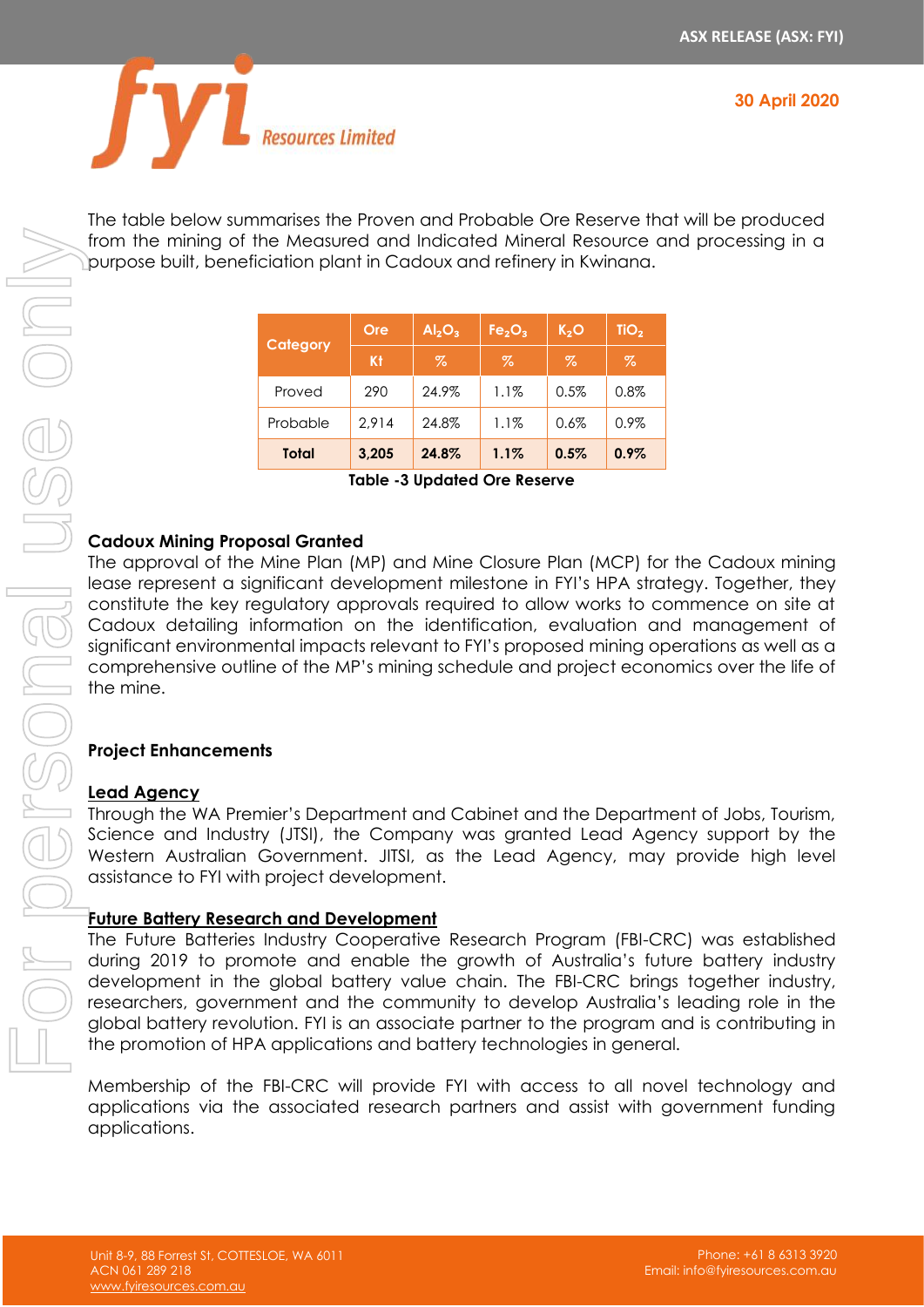The table below summarises the Proven and Probable Ore Reserve that will be produced from the mining of the Measured and Indicated Mineral Resource and processing in a purpose built, beneficiation plant in Cadoux and refinery in Kwinana.

| Category | Ore | $Al_2O_3$ | $Fe_2O_3$ | $K_2O$ | $TiO_2$ |
|---|---|---|---|---|---|
| | Kt | % | % | % | % |
| Proved | 290 | 24.9% | 1.1% | 0.5% | 0.8% |
| Probable | 2,914 | 24.8% | 1.1% | 0.6% | 0.9% |
| **Total** | **3,205** | **24.8%** | **1.1%** | **0.5%** | **0.9%** |

**Table -3 Updated Ore Reserve**

**Cadoux Mining Proposal Granted**

The approval of the Mine Plan (MP) and Mine Closure Plan (MCP) for the Cadoux mining lease represent a significant development milestone in FYI's HPA strategy. Together, they constitute the key regulatory approvals required to allow works to commence on site at Cadoux detailing information on the identification, evaluation and management of significant environmental impacts relevant to FYI's proposed mining operations as well as a comprehensive outline of the MP's mining schedule and project economics over the life of the mine.

**Project Enhancements**

**Lead Agency**

Through the WA Premier's Department and Cabinet and the Department of Jobs, Tourism, Science and Industry (JTSI), the Company was granted Lead Agency support by the Western Australian Government. JITSI, as the Lead Agency, may provide high level assistance to FYI with project development.

**Future Battery Research and Development**

The Future Batteries Industry Cooperative Research Program (FBI-CRC) was established during 2019 to promote and enable the growth of Australia's future battery industry development in the global battery value chain. The FBI-CRC brings together industry, researchers, government and the community to develop Australia's leading role in the global battery revolution. FYI is an associate partner to the program and is contributing in the promotion of HPA applications and battery technologies in general.

Membership of the FBI-CRC will provide FYI with access to all novel technology and applications via the associated research partners and assist with government funding applications.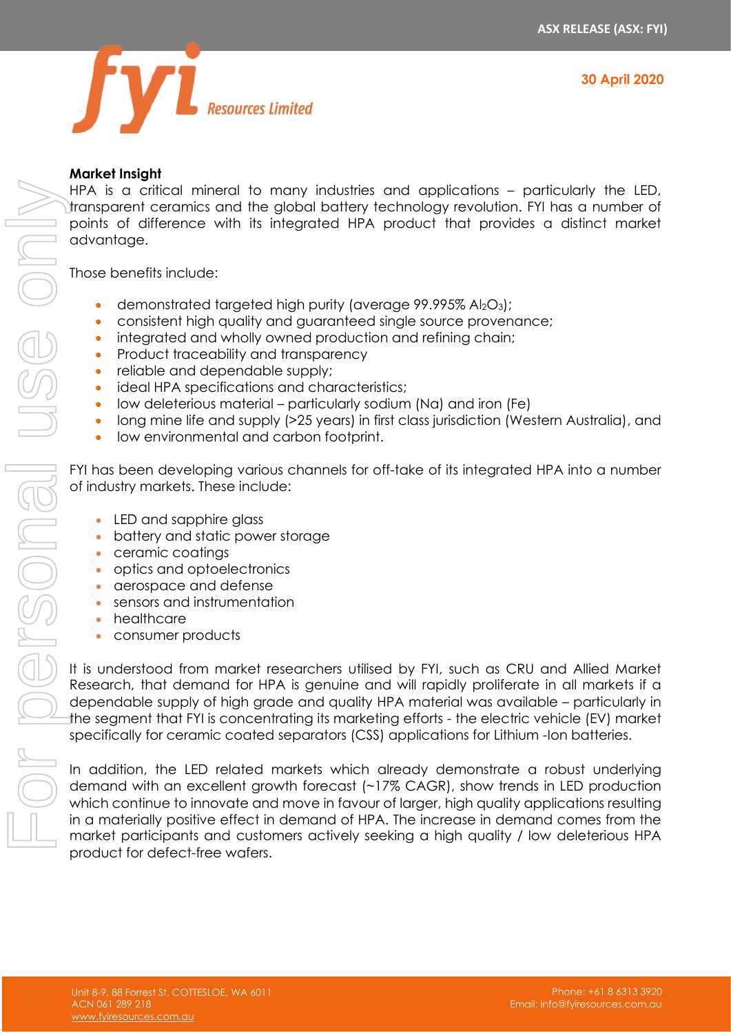**Market Insight**

HPA is a critical mineral to many industries and applications – particularly the LED, transparent ceramics and the global battery technology revolution. FYI has a number of points of difference with its integrated HPA product that provides a distinct market advantage.

Those benefits include:

- demonstrated targeted high purity (average 99.995% $Al_2O_3$);
- consistent high quality and guaranteed single source provenance;
- integrated and wholly owned production and refining chain;
- Product traceability and transparency
- reliable and dependable supply;
- ideal HPA specifications and characteristics;
- low deleterious material – particularly sodium (Na) and iron (Fe)
- long mine life and supply (>25 years) in first class jurisdiction (Western Australia), and
- low environmental and carbon footprint.

FYI has been developing various channels for off-take of its integrated HPA into a number of industry markets. These include:

- LED and sapphire glass
- battery and static power storage
- ceramic coatings
- optics and optoelectronics
- aerospace and defense
- sensors and instrumentation
- healthcare
- consumer products

It is understood from market researchers utilised by FYI, such as CRU and Allied Market Research, that demand for HPA is genuine and will rapidly proliferate in all markets if a dependable supply of high grade and quality HPA material was available – particularly in the segment that FYI is concentrating its marketing efforts - the electric vehicle (EV) market specifically for ceramic coated separators (CSS) applications for Lithium -Ion batteries.

In addition, the LED related markets which already demonstrate a robust underlying demand with an excellent growth forecast (~17% CAGR), show trends in LED production which continue to innovate and move in favour of larger, high quality applications resulting in a materially positive effect in demand of HPA. The increase in demand comes from the market participants and customers actively seeking a high quality / low deleterious HPA product for defect-free wafers.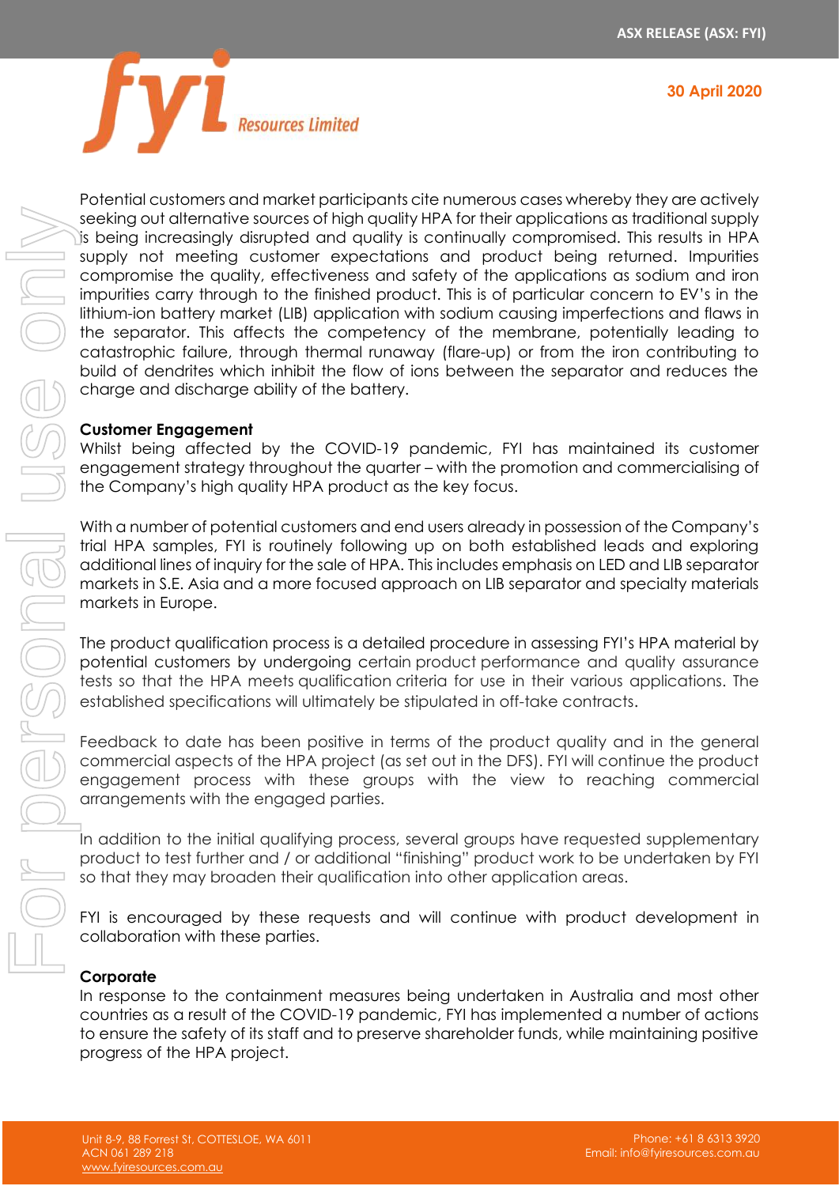Potential customers and market participants cite numerous cases whereby they are actively seeking out alternative sources of high quality HPA for their applications as traditional supply is being increasingly disrupted and quality is continually compromised. This results in HPA supply not meeting customer expectations and product being returned. Impurities compromise the quality, effectiveness and safety of the applications as sodium and iron impurities carry through to the finished product. This is of particular concern to EV's in the lithium-ion battery market (LIB) application with sodium causing imperfections and flaws in the separator. This affects the competency of the membrane, potentially leading to catastrophic failure, through thermal runaway (flare-up) or from the iron contributing to build of dendrites which inhibit the flow of ions between the separator and reduces the charge and discharge ability of the battery.

**Customer Engagement**

Whilst being affected by the COVID-19 pandemic, FYI has maintained its customer engagement strategy throughout the quarter – with the promotion and commercialising of the Company's high quality HPA product as the key focus.

With a number of potential customers and end users already in possession of the Company's trial HPA samples, FYI is routinely following up on both established leads and exploring additional lines of inquiry for the sale of HPA. This includes emphasis on LED and LIB separator markets in S.E. Asia and a more focused approach on LIB separator and specialty materials markets in Europe.

The product qualification process is a detailed procedure in assessing FYI's HPA material by potential customers by undergoing certain product performance and quality assurance tests so that the HPA meets qualification criteria for use in their various applications. The established specifications will ultimately be stipulated in off-take contracts.

Feedback to date has been positive in terms of the product quality and in the general commercial aspects of the HPA project (as set out in the DFS). FYI will continue the product engagement process with these groups with the view to reaching commercial arrangements with the engaged parties.

In addition to the initial qualifying process, several groups have requested supplementary product to test further and / or additional "finishing" product work to be undertaken by FYI so that they may broaden their qualification into other application areas.

FYI is encouraged by these requests and will continue with product development in collaboration with these parties.

**Corporate**

In response to the containment measures being undertaken in Australia and most other countries as a result of the COVID-19 pandemic, FYI has implemented a number of actions to ensure the safety of its staff and to preserve shareholder funds, while maintaining positive progress of the HPA project.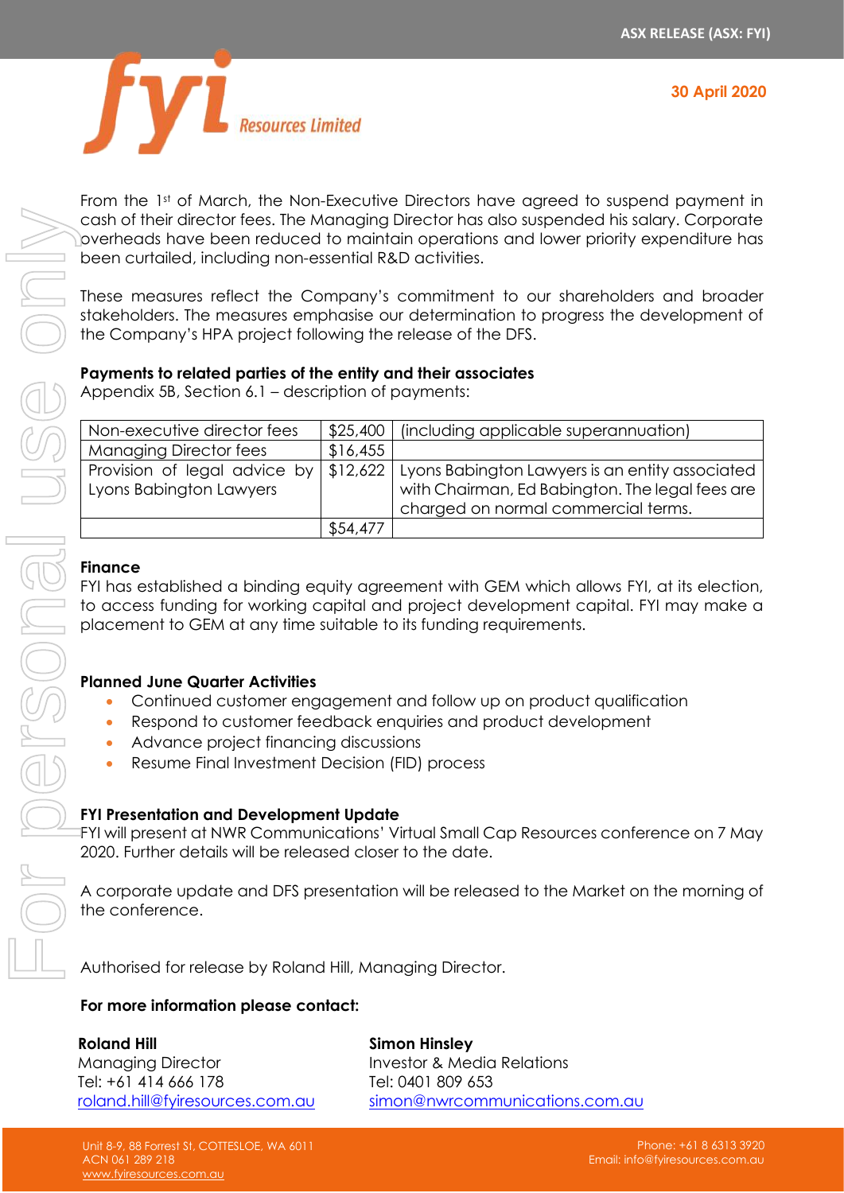From the 1st of March, the Non-Executive Directors have agreed to suspend payment in cash of their director fees. The Managing Director has also suspended his salary. Corporate overheads have been reduced to maintain operations and lower priority expenditure has been curtailed, including non-essential R&D activities.

These measures reflect the Company's commitment to our shareholders and broader stakeholders. The measures emphasise our determination to progress the development of the Company's HPA project following the release of the DFS.

**Payments to related parties of the entity and their associates**
Appendix 5B, Section 6.1 – description of payments:

| | | |
|---|---|---|
| Non-executive director fees | $25,400 | (including applicable superannuation) |
| Managing Director fees | $16,455 | |
| Provision of legal advice by Lyons Babington Lawyers | $12,622 | Lyons Babington Lawyers is an entity associated with Chairman, Ed Babington. The legal fees are charged on normal commercial terms. |
| | $54,477 | |

**Finance**
FYI has established a binding equity agreement with GEM which allows FYI, at its election, to access funding for working capital and project development capital. FYI may make a placement to GEM at any time suitable to its funding requirements.

**Planned June Quarter Activities**

- Continued customer engagement and follow up on product qualification
- Respond to customer feedback enquiries and product development
- Advance project financing discussions
- Resume Final Investment Decision (FID) process

**FYI Presentation and Development Update**
FYI will present at NWR Communications' Virtual Small Cap Resources conference on 7 May 2020. Further details will be released closer to the date.

A corporate update and DFS presentation will be released to the Market on the morning of the conference.

Authorised for release by Roland Hill, Managing Director.

**For more information please contact:**

**Roland Hill**
Managing Director
Tel: +61 414 666 178
roland.hill@fyiresources.com.au

**Simon Hinsley**
Investor & Media Relations
Tel: 0401 809 653
simon@nwrcommunications.com.au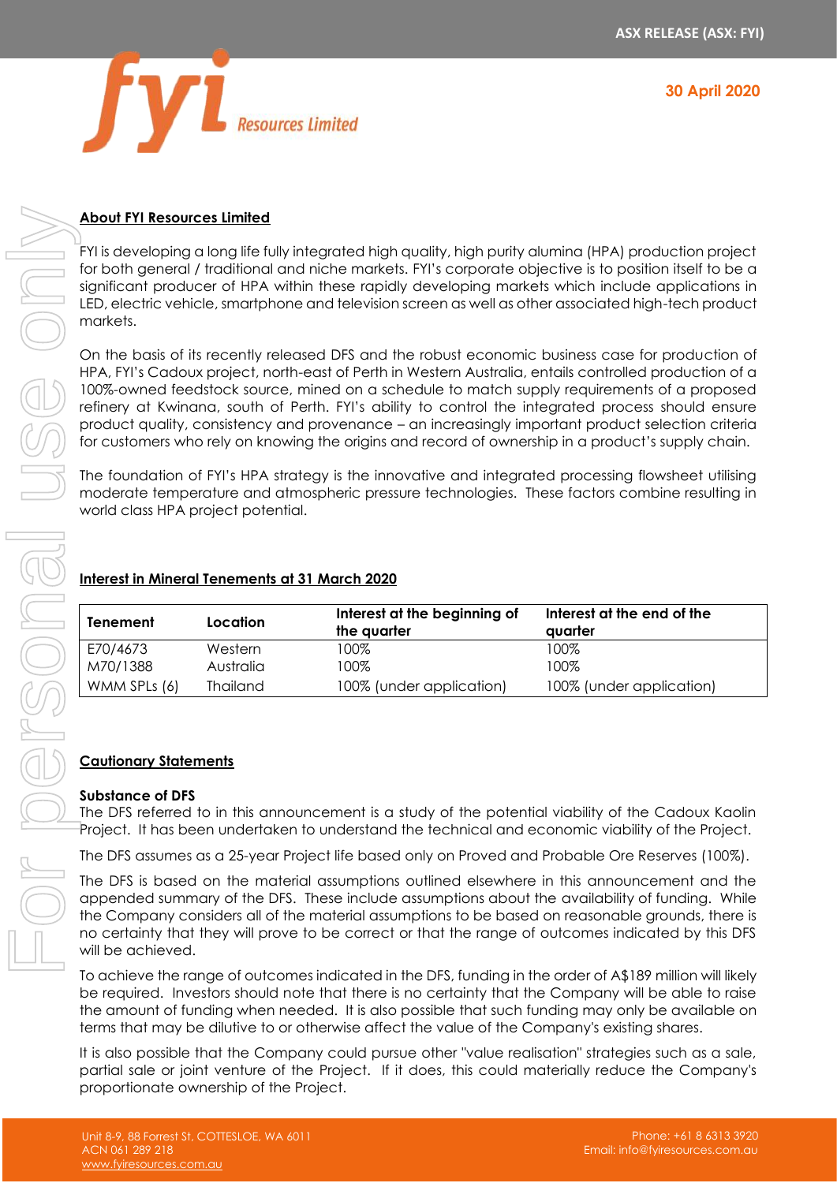## About FYI Resources Limited

FYI is developing a long life fully integrated high quality, high purity alumina (HPA) production project for both general / traditional and niche markets. FYI's corporate objective is to position itself to be a significant producer of HPA within these rapidly developing markets which include applications in LED, electric vehicle, smartphone and television screen as well as other associated high-tech product markets.

On the basis of its recently released DFS and the robust economic business case for production of HPA, FYI's Cadoux project, north-east of Perth in Western Australia, entails controlled production of a 100%-owned feedstock source, mined on a schedule to match supply requirements of a proposed refinery at Kwinana, south of Perth. FYI's ability to control the integrated process should ensure product quality, consistency and provenance – an increasingly important product selection criteria for customers who rely on knowing the origins and record of ownership in a product's supply chain.

The foundation of FYI's HPA strategy is the innovative and integrated processing flowsheet utilising moderate temperature and atmospheric pressure technologies. These factors combine resulting in world class HPA project potential.

## Interest in Mineral Tenements at 31 March 2020

| Tenement | Location | Interest at the beginning of the quarter | Interest at the end of the quarter |
|---|---|---|---|
| E70/4673 | Western | 100% | 100% |
| M70/1388 | Australia | 100% | 100% |
| WMM SPLs (6) | Thailand | 100% (under application) | 100% (under application) |

## Cautionary Statements

### Substance of DFS

The DFS referred to in this announcement is a study of the potential viability of the Cadoux Kaolin Project. It has been undertaken to understand the technical and economic viability of the Project.

The DFS assumes as a 25-year Project life based only on Proved and Probable Ore Reserves (100%).

The DFS is based on the material assumptions outlined elsewhere in this announcement and the appended summary of the DFS. These include assumptions about the availability of funding. While the Company considers all of the material assumptions to be based on reasonable grounds, there is no certainty that they will prove to be correct or that the range of outcomes indicated by this DFS will be achieved.

To achieve the range of outcomes indicated in the DFS, funding in the order of A$189 million will likely be required. Investors should note that there is no certainty that the Company will be able to raise the amount of funding when needed. It is also possible that such funding may only be available on terms that may be dilutive to or otherwise affect the value of the Company's existing shares.

It is also possible that the Company could pursue other "value realisation" strategies such as a sale, partial sale or joint venture of the Project. If it does, this could materially reduce the Company's proportionate ownership of the Project.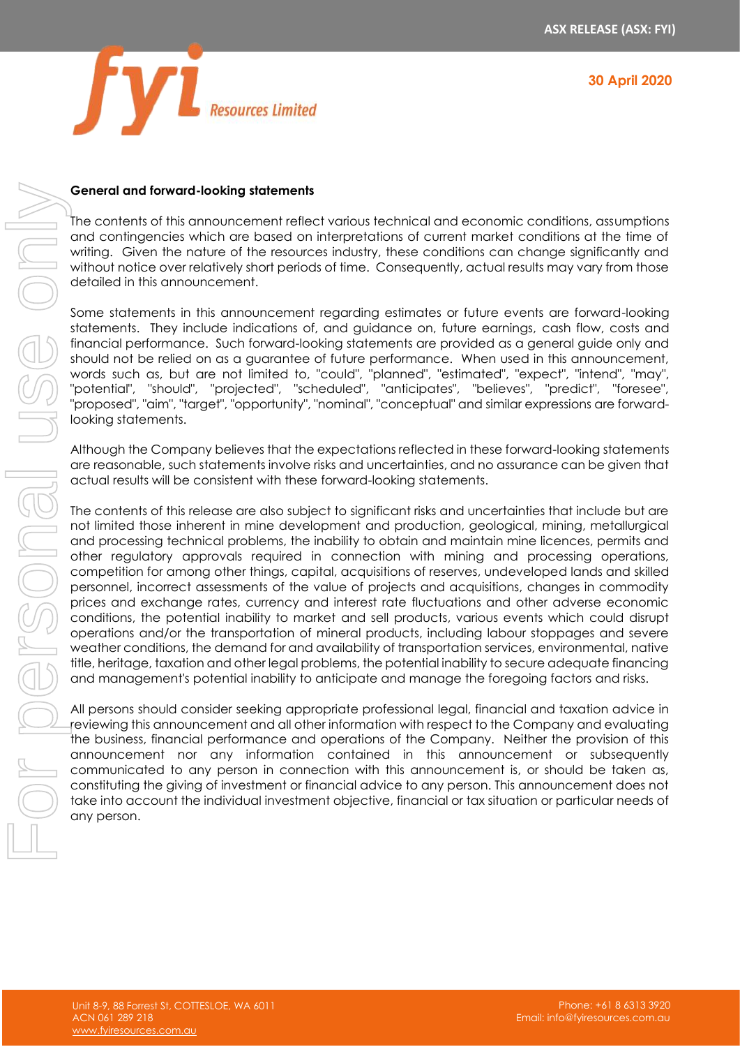**General and forward-looking statements**

The contents of this announcement reflect various technical and economic conditions, assumptions and contingencies which are based on interpretations of current market conditions at the time of writing. Given the nature of the resources industry, these conditions can change significantly and without notice over relatively short periods of time. Consequently, actual results may vary from those detailed in this announcement.

Some statements in this announcement regarding estimates or future events are forward-looking statements. They include indications of, and guidance on, future earnings, cash flow, costs and financial performance. Such forward-looking statements are provided as a general guide only and should not be relied on as a guarantee of future performance. When used in this announcement, words such as, but are not limited to, "could", "planned", "estimated", "expect", "intend", "may", "potential", "should", "projected", "scheduled", "anticipates", "believes", "predict", "foresee", "proposed", "aim", "target", "opportunity", "nominal", "conceptual" and similar expressions are forward-looking statements.

Although the Company believes that the expectations reflected in these forward-looking statements are reasonable, such statements involve risks and uncertainties, and no assurance can be given that actual results will be consistent with these forward-looking statements.

The contents of this release are also subject to significant risks and uncertainties that include but are not limited those inherent in mine development and production, geological, mining, metallurgical and processing technical problems, the inability to obtain and maintain mine licences, permits and other regulatory approvals required in connection with mining and processing operations, competition for among other things, capital, acquisitions of reserves, undeveloped lands and skilled personnel, incorrect assessments of the value of projects and acquisitions, changes in commodity prices and exchange rates, currency and interest rate fluctuations and other adverse economic conditions, the potential inability to market and sell products, various events which could disrupt operations and/or the transportation of mineral products, including labour stoppages and severe weather conditions, the demand for and availability of transportation services, environmental, native title, heritage, taxation and other legal problems, the potential inability to secure adequate financing and management's potential inability to anticipate and manage the foregoing factors and risks.

All persons should consider seeking appropriate professional legal, financial and taxation advice in reviewing this announcement and all other information with respect to the Company and evaluating the business, financial performance and operations of the Company. Neither the provision of this announcement nor any information contained in this announcement or subsequently communicated to any person in connection with this announcement is, or should be taken as, constituting the giving of investment or financial advice to any person. This announcement does not take into account the individual investment objective, financial or tax situation or particular needs of any person.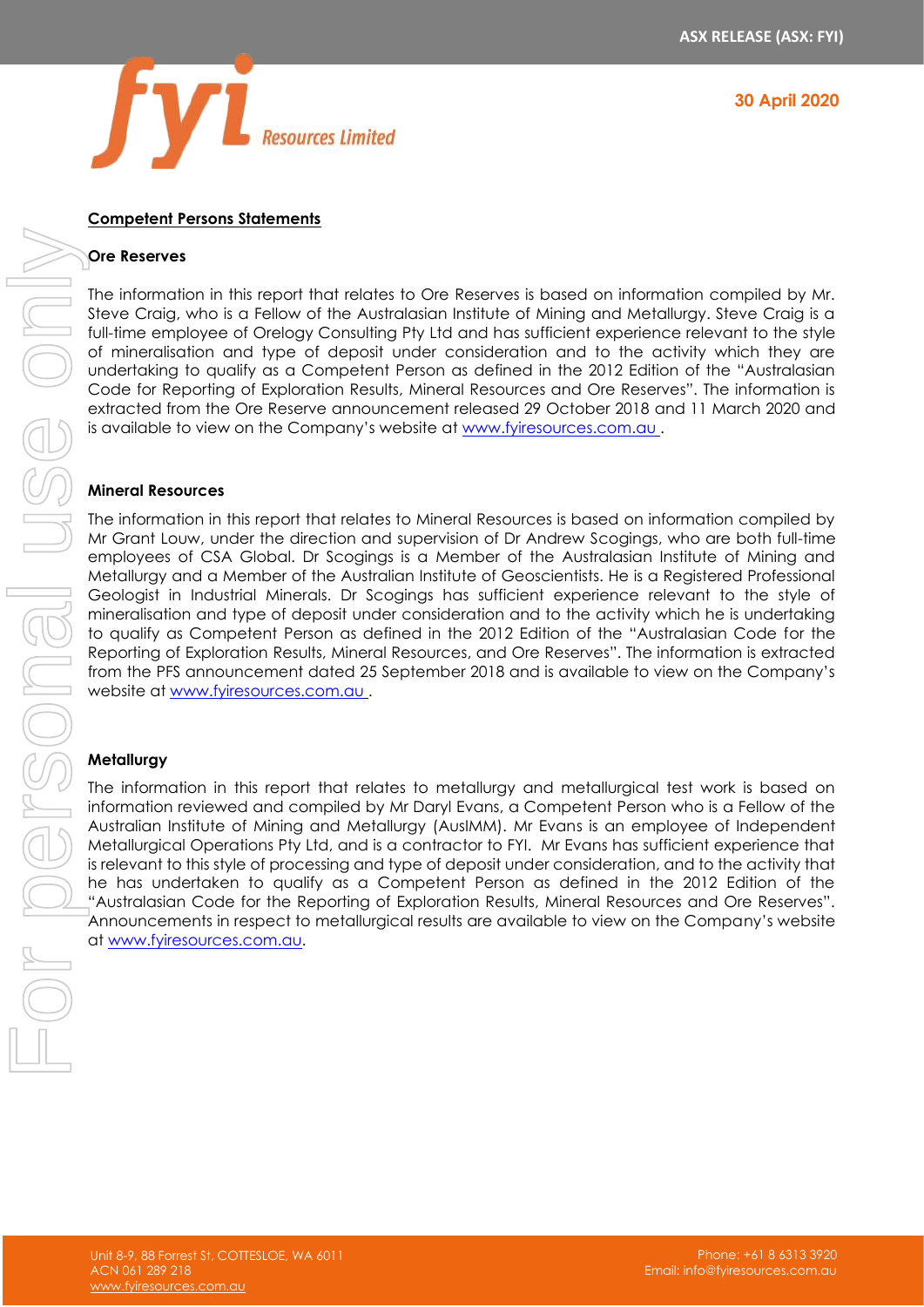## Competent Persons Statements

### Ore Reserves

The information in this report that relates to Ore Reserves is based on information compiled by Mr. Steve Craig, who is a Fellow of the Australasian Institute of Mining and Metallurgy. Steve Craig is a full-time employee of Orelogy Consulting Pty Ltd and has sufficient experience relevant to the style of mineralisation and type of deposit under consideration and to the activity which they are undertaking to qualify as a Competent Person as defined in the 2012 Edition of the "Australasian Code for Reporting of Exploration Results, Mineral Resources and Ore Reserves". The information is extracted from the Ore Reserve announcement released 29 October 2018 and 11 March 2020 and is available to view on the Company's website at www.fyiresources.com.au .

### Mineral Resources

The information in this report that relates to Mineral Resources is based on information compiled by Mr Grant Louw, under the direction and supervision of Dr Andrew Scogings, who are both full-time employees of CSA Global. Dr Scogings is a Member of the Australasian Institute of Mining and Metallurgy and a Member of the Australian Institute of Geoscientists. He is a Registered Professional Geologist in Industrial Minerals. Dr Scogings has sufficient experience relevant to the style of mineralisation and type of deposit under consideration and to the activity which he is undertaking to qualify as Competent Person as defined in the 2012 Edition of the "Australasian Code for the Reporting of Exploration Results, Mineral Resources, and Ore Reserves". The information is extracted from the PFS announcement dated 25 September 2018 and is available to view on the Company's website at www.fyiresources.com.au .

### Metallurgy

The information in this report that relates to metallurgy and metallurgical test work is based on information reviewed and compiled by Mr Daryl Evans, a Competent Person who is a Fellow of the Australian Institute of Mining and Metallurgy (AusIMM). Mr Evans is an employee of Independent Metallurgical Operations Pty Ltd, and is a contractor to FYI. Mr Evans has sufficient experience that is relevant to this style of processing and type of deposit under consideration, and to the activity that he has undertaken to qualify as a Competent Person as defined in the 2012 Edition of the "Australasian Code for the Reporting of Exploration Results, Mineral Resources and Ore Reserves". Announcements in respect to metallurgical results are available to view on the Company's website at www.fyiresources.com.au.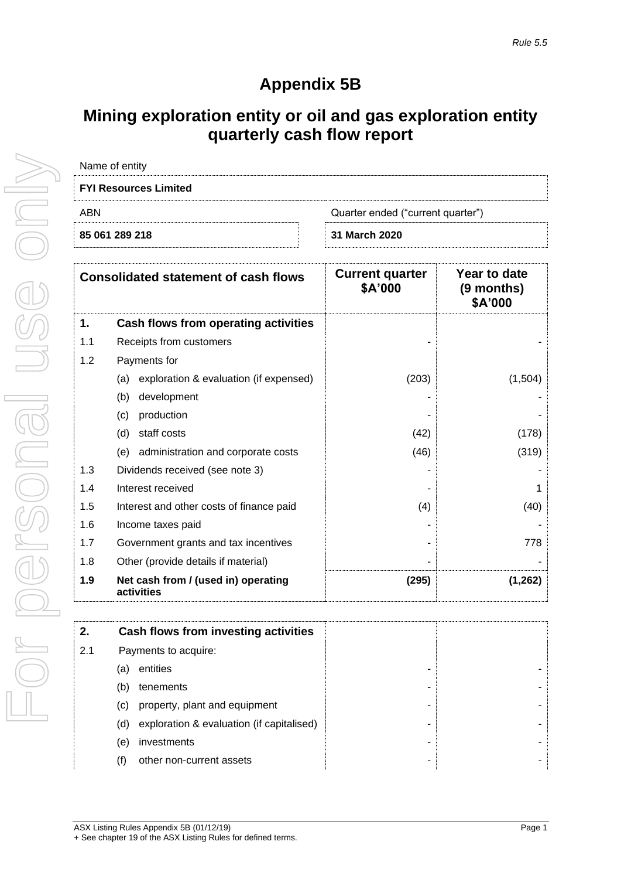*Rule 5.5*

# Appendix 5B

## Mining exploration entity or oil and gas exploration entity quarterly cash flow report

| Name of entity | |
|---|---|
| **FYI Resources Limited** | |
| ABN | Quarter ended ("current quarter") |
| **85 061 289 218** | **31 March 2020** |

| | Consolidated statement of cash flows | Current quarter $A'000 | Year to date (9 months) $A'000 |
|---|---|---|---|
| **1.** | **Cash flows from operating activities** | | |
| 1.1 | Receipts from customers | - | - |
| 1.2 | Payments for | | |
| | (a) exploration & evaluation (if expensed) | (203) | (1,504) |
| | (b) development | - | - |
| | (c) production | - | - |
| | (d) staff costs | (42) | (178) |
| | (e) administration and corporate costs | (46) | (319) |
| 1.3 | Dividends received (see note 3) | - | - |
| 1.4 | Interest received | - | 1 |
| 1.5 | Interest and other costs of finance paid | (4) | (40) |
| 1.6 | Income taxes paid | - | - |
| 1.7 | Government grants and tax incentives | - | 778 |
| 1.8 | Other (provide details if material) | - | - |
| **1.9** | **Net cash from / (used in) operating activities** | **(295)** | **(1,262)** |

| | | | |
|---|---|---|---|
| **2.** | **Cash flows from investing activities** | | |
| 2.1 | Payments to acquire: | | |
| | (a) entities | - | - |
| | (b) tenements | - | - |
| | (c) property, plant and equipment | - | - |
| | (d) exploration & evaluation (if capitalised) | - | - |
| | (e) investments | - | - |
| | (f) other non-current assets | - | - |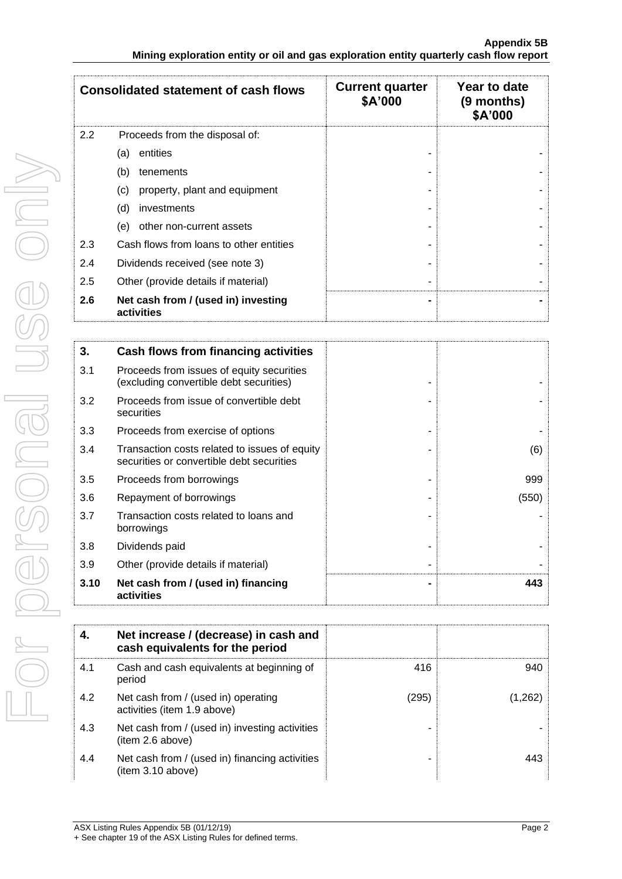| Consolidated statement of cash flows | | Current quarter $A'000 | Year to date (9 months) $A'000 |
|---|---|---|---|
| 2.2 | Proceeds from the disposal of: | | |
| | (a) entities | - | - |
| | (b) tenements | - | - |
| | (c) property, plant and equipment | - | - |
| | (d) investments | - | - |
| | (e) other non-current assets | - | - |
| 2.3 | Cash flows from loans to other entities | - | - |
| 2.4 | Dividends received (see note 3) | - | - |
| 2.5 | Other (provide details if material) | - | - |
| **2.6** | **Net cash from / (used in) investing activities** | **-** | **-** |

| **3.** | **Cash flows from financing activities** | | |
|---|---|---|---|
| 3.1 | Proceeds from issues of equity securities (excluding convertible debt securities) | - | - |
| 3.2 | Proceeds from issue of convertible debt securities | - | - |
| 3.3 | Proceeds from exercise of options | - | - |
| 3.4 | Transaction costs related to issues of equity securities or convertible debt securities | - | (6) |
| 3.5 | Proceeds from borrowings | - | 999 |
| 3.6 | Repayment of borrowings | - | (550) |
| 3.7 | Transaction costs related to loans and borrowings | - | - |
| 3.8 | Dividends paid | - | - |
| 3.9 | Other (provide details if material) | - | - |
| **3.10** | **Net cash from / (used in) financing activities** | **-** | **443** |

| **4.** | **Net increase / (decrease) in cash and cash equivalents for the period** | | |
|---|---|---|---|
| 4.1 | Cash and cash equivalents at beginning of period | 416 | 940 |
| 4.2 | Net cash from / (used in) operating activities (item 1.9 above) | (295) | (1,262) |
| 4.3 | Net cash from / (used in) investing activities (item 2.6 above) | - | - |
| 4.4 | Net cash from / (used in) financing activities (item 3.10 above) | - | 443 |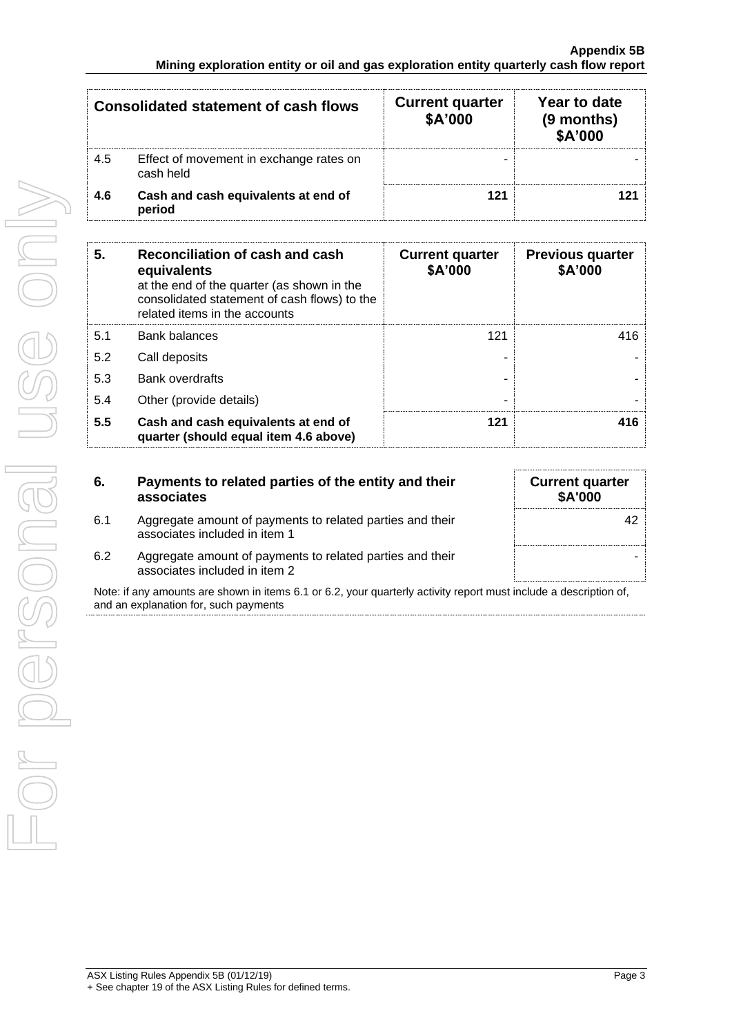| Consolidated statement of cash flows | | Current quarter $A'000 | Year to date (9 months) $A'000 |
|---|---|---|---|
| 4.5 | Effect of movement in exchange rates on cash held | - | - |
| **4.6** | **Cash and cash equivalents at end of period** | **121** | **121** |

| **5.** | **Reconciliation of cash and cash equivalents** at the end of the quarter (as shown in the consolidated statement of cash flows) to the related items in the accounts | **Current quarter $A'000** | **Previous quarter $A'000** |
|---|---|---|---|
| 5.1 | Bank balances | 121 | 416 |
| 5.2 | Call deposits | - | - |
| 5.3 | Bank overdrafts | - | - |
| 5.4 | Other (provide details) | - | - |
| **5.5** | **Cash and cash equivalents at end of quarter (should equal item 4.6 above)** | **121** | **416** |

| **6.** | **Payments to related parties of the entity and their associates** | **Current quarter $A'000** |
|---|---|---|
| 6.1 | Aggregate amount of payments to related parties and their associates included in item 1 | 42 |
| 6.2 | Aggregate amount of payments to related parties and their associates included in item 2 | - |

Note: if any amounts are shown in items 6.1 or 6.2, your quarterly activity report must include a description of, and an explanation for, such payments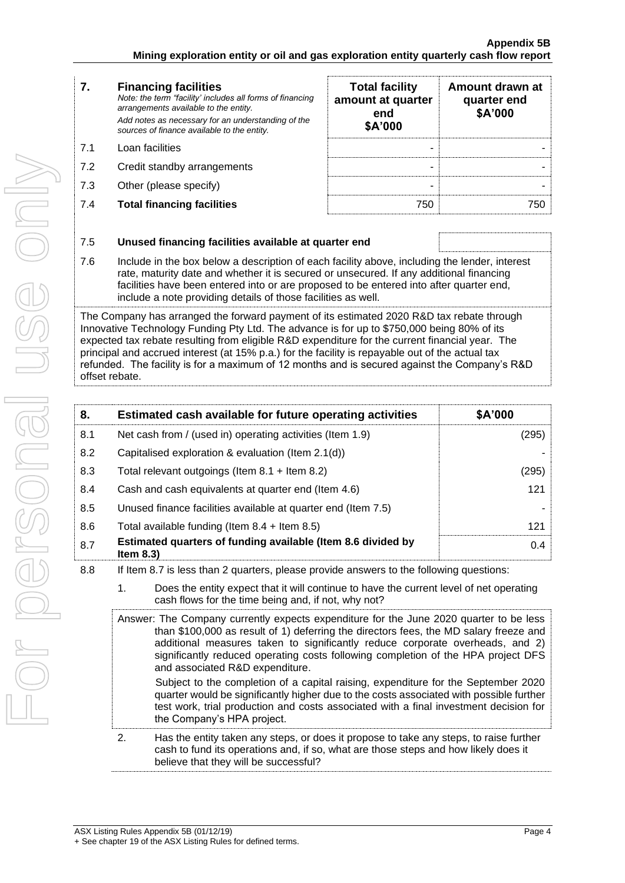| 7. | **Financing facilities** *Note: the term "facility' includes all forms of financing arrangements available to the entity.* *Add notes as necessary for an understanding of the sources of finance available to the entity.* | **Total facility amount at quarter end \$A'000** | **Amount drawn at quarter end \$A'000** |
|---|---|---|---|
| 7.1 | Loan facilities | - | - |
| 7.2 | Credit standby arrangements | - | - |
| 7.3 | Other (please specify) | - | - |
| 7.4 | **Total financing facilities** | 750 | 750 |

| | | |
|---|---|---|
| 7.5 | **Unused financing facilities available at quarter end** | |
| 7.6 | Include in the box below a description of each facility above, including the lender, interest rate, maturity date and whether it is secured or unsecured. If any additional financing facilities have been entered into or are proposed to be entered into after quarter end, include a note providing details of those facilities as well. | |

The Company has arranged the forward payment of its estimated 2020 R&D tax rebate through Innovative Technology Funding Pty Ltd. The advance is for up to $750,000 being 80% of its expected tax rebate resulting from eligible R&D expenditure for the current financial year. The principal and accrued interest (at 15% p.a.) for the facility is repayable out of the actual tax refunded. The facility is for a maximum of 12 months and is secured against the Company's R&D offset rebate.

| 8. | **Estimated cash available for future operating activities** | **\$A'000** |
|---|---|---|
| 8.1 | Net cash from / (used in) operating activities (Item 1.9) | (295) |
| 8.2 | Capitalised exploration & evaluation (Item 2.1(d)) | - |
| 8.3 | Total relevant outgoings (Item 8.1 + Item 8.2) | (295) |
| 8.4 | Cash and cash equivalents at quarter end (Item 4.6) | 121 |
| 8.5 | Unused finance facilities available at quarter end (Item 7.5) | - |
| 8.6 | Total available funding (Item 8.4 + Item 8.5) | 121 |
| 8.7 | **Estimated quarters of funding available (Item 8.6 divided by Item 8.3)** | 0.4 |

8.8 If Item 8.7 is less than 2 quarters, please provide answers to the following questions:

1. Does the entity expect that it will continue to have the current level of net operating cash flows for the time being and, if not, why not?

Answer: The Company currently expects expenditure for the June 2020 quarter to be less than $100,000 as result of 1) deferring the directors fees, the MD salary freeze and additional measures taken to significantly reduce corporate overheads, and 2) significantly reduced operating costs following completion of the HPA project DFS and associated R&D expenditure.

Subject to the completion of a capital raising, expenditure for the September 2020 quarter would be significantly higher due to the costs associated with possible further test work, trial production and costs associated with a final investment decision for the Company's HPA project.

2. Has the entity taken any steps, or does it propose to take any steps, to raise further cash to fund its operations and, if so, what are those steps and how likely does it believe that they will be successful?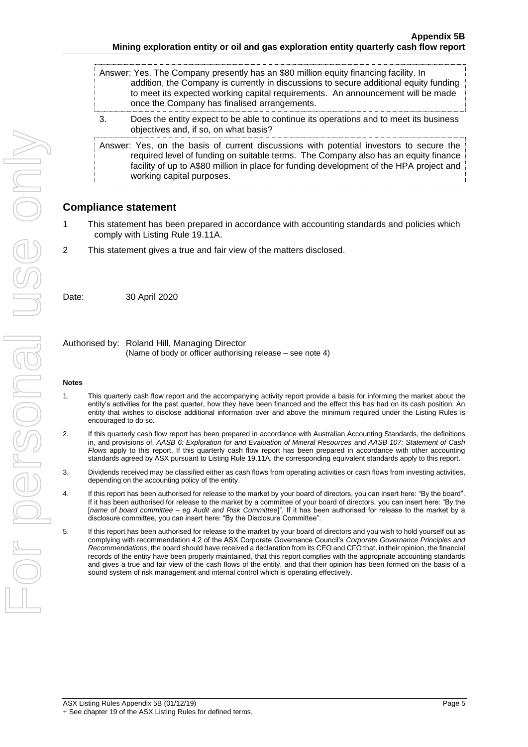Answer: Yes. The Company presently has an $80 million equity financing facility. In addition, the Company is currently in discussions to secure additional equity funding to meet its expected working capital requirements. An announcement will be made once the Company has finalised arrangements.

3. Does the entity expect to be able to continue its operations and to meet its business objectives and, if so, on what basis?

Answer: Yes, on the basis of current discussions with potential investors to secure the required level of funding on suitable terms. The Company also has an equity finance facility of up to A$80 million in place for funding development of the HPA project and working capital purposes.

## Compliance statement

1 This statement has been prepared in accordance with accounting standards and policies which comply with Listing Rule 19.11A.

2 This statement gives a true and fair view of the matters disclosed.

Date: 30 April 2020

Authorised by: Roland Hill, Managing Director
(Name of body or officer authorising release – see note 4)

**Notes**

1. This quarterly cash flow report and the accompanying activity report provide a basis for informing the market about the entity's activities for the past quarter, how they have been financed and the effect this has had on its cash position. An entity that wishes to disclose additional information over and above the minimum required under the Listing Rules is encouraged to do so.
2. If this quarterly cash flow report has been prepared in accordance with Australian Accounting Standards, the definitions in, and provisions of, *AASB 6: Exploration for and Evaluation of Mineral Resources* and *AASB 107: Statement of Cash Flows* apply to this report. If this quarterly cash flow report has been prepared in accordance with other accounting standards agreed by ASX pursuant to Listing Rule 19.11A, the corresponding equivalent standards apply to this report.
3. Dividends received may be classified either as cash flows from operating activities or cash flows from investing activities, depending on the accounting policy of the entity.
4. If this report has been authorised for release to the market by your board of directors, you can insert here: "By the board". If it has been authorised for release to the market by a committee of your board of directors, you can insert here: "By the [*name of board committee – eg Audit and Risk Committee*]". If it has been authorised for release to the market by a disclosure committee, you can insert here: "By the Disclosure Committee".
5. If this report has been authorised for release to the market by your board of directors and you wish to hold yourself out as complying with recommendation 4.2 of the ASX Corporate Governance Council's *Corporate Governance Principles and Recommendations*, the board should have received a declaration from its CEO and CFO that, in their opinion, the financial records of the entity have been properly maintained, that this report complies with the appropriate accounting standards and gives a true and fair view of the cash flows of the entity, and that their opinion has been formed on the basis of a sound system of risk management and internal control which is operating effectively.